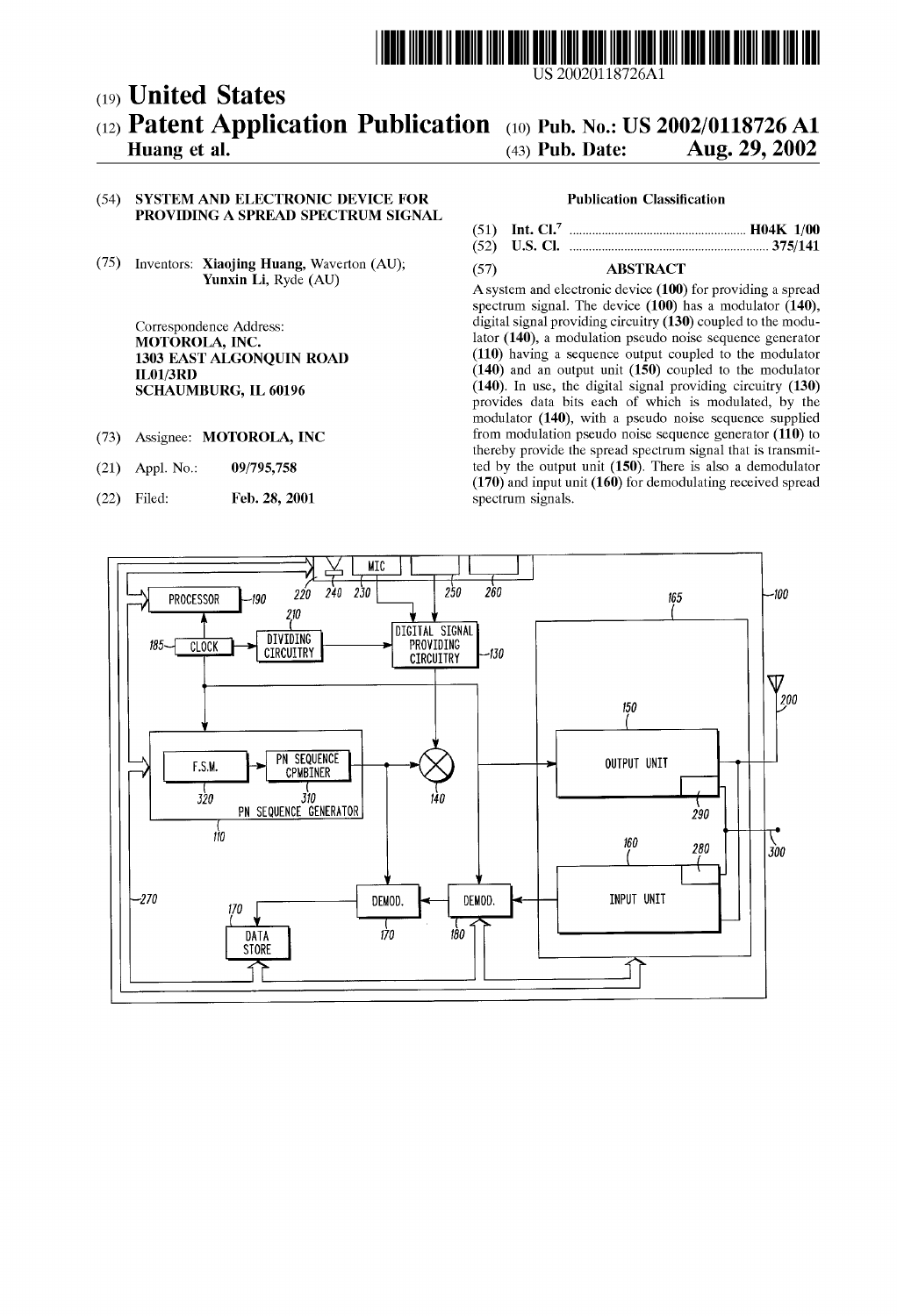US 20020118726A1

(19) **United States**

(12) **Patent Application Publication** (10) **Pub. No.: US 2002/0118726 A1**

**Huang et al.** (43) **Pub. Date: Aug. 29, 2002**

(54) **SYSTEM AND ELECTRONIC DEVICE FOR PROVIDING A SPREAD SPECTRUM SIGNAL**

(75) Inventors: **Xiaojing Huang**, Waverton (AU); **Yunxin Li**, Ryde (AU)

Correspondence Address:
**MOTOROLA, INC.**
**1303 EAST ALGONQUIN ROAD**
**IL01/3RD**
**SCHAUMBURG, IL 60196**

(73) Assignee: **MOTOROLA, INC**

(21) Appl. No.: **09/795,758**

(22) Filed: **Feb. 28, 2001**

**Publication Classification**

(51) **Int. Cl.**[7] .......... **H04K 1/00**

(52) **U.S. Cl.** .......... **375/141**

(57) **ABSTRACT**

A system and electronic device (**100**) for providing a spread spectrum signal. The device (**100**) has a modulator (**140**), digital signal providing circuitry (**130**) coupled to the modulator (**140**), a modulation pseudo noise sequence generator (**110**) having a sequence output coupled to the modulator (**140**) and an output unit (**150**) coupled to the modulator (**140**). In use, the digital signal providing circuitry (**130**) provides data bits each of which is modulated, by the modulator (**140**), with a pseudo noise sequence supplied from modulation pseudo noise sequence generator (**110**) to thereby provide the spread spectrum signal that is transmitted by the output unit (**150**). There is also a demodulator (**170**) and input unit (**160**) for demodulating received spread spectrum signals.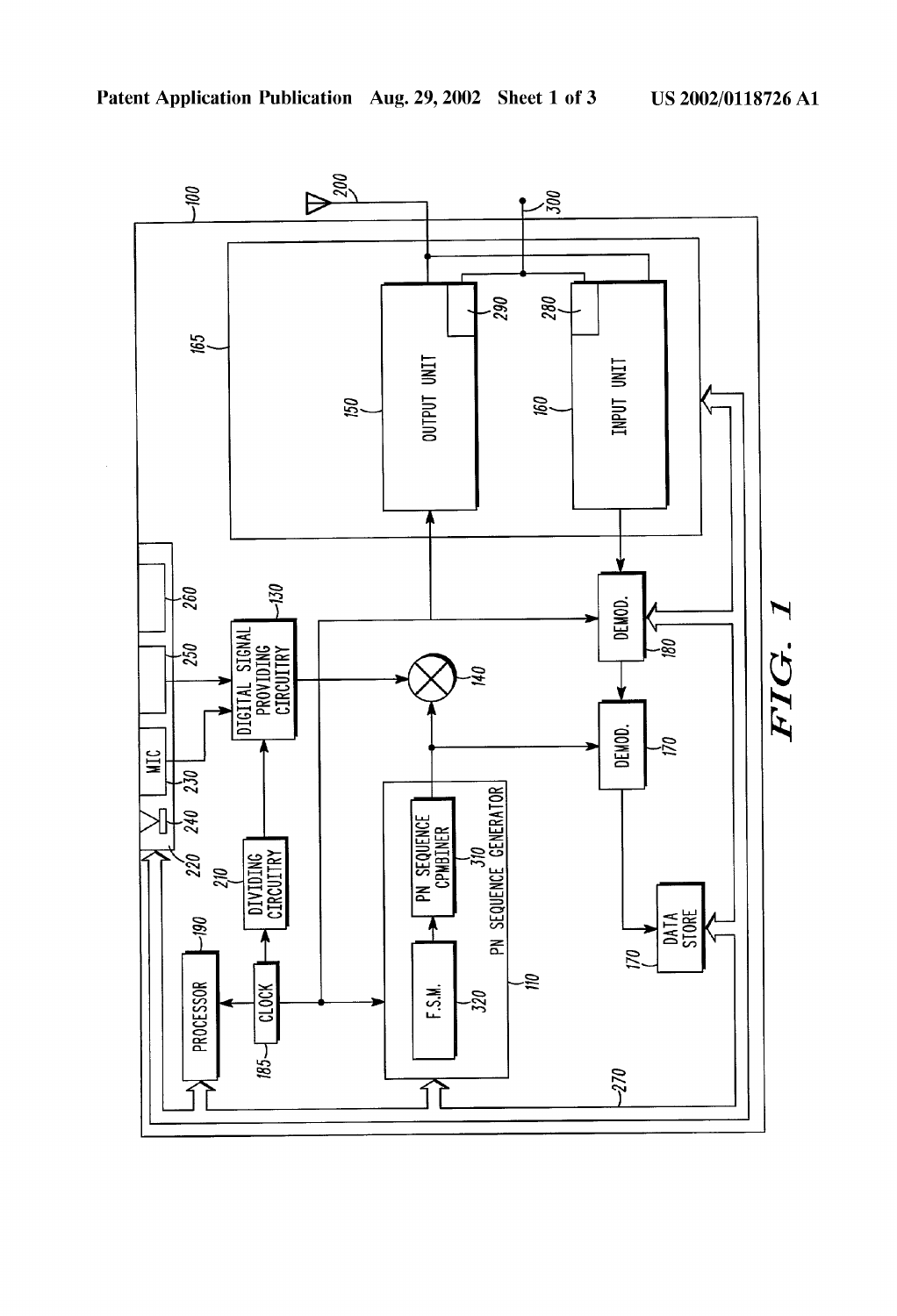FIG. 1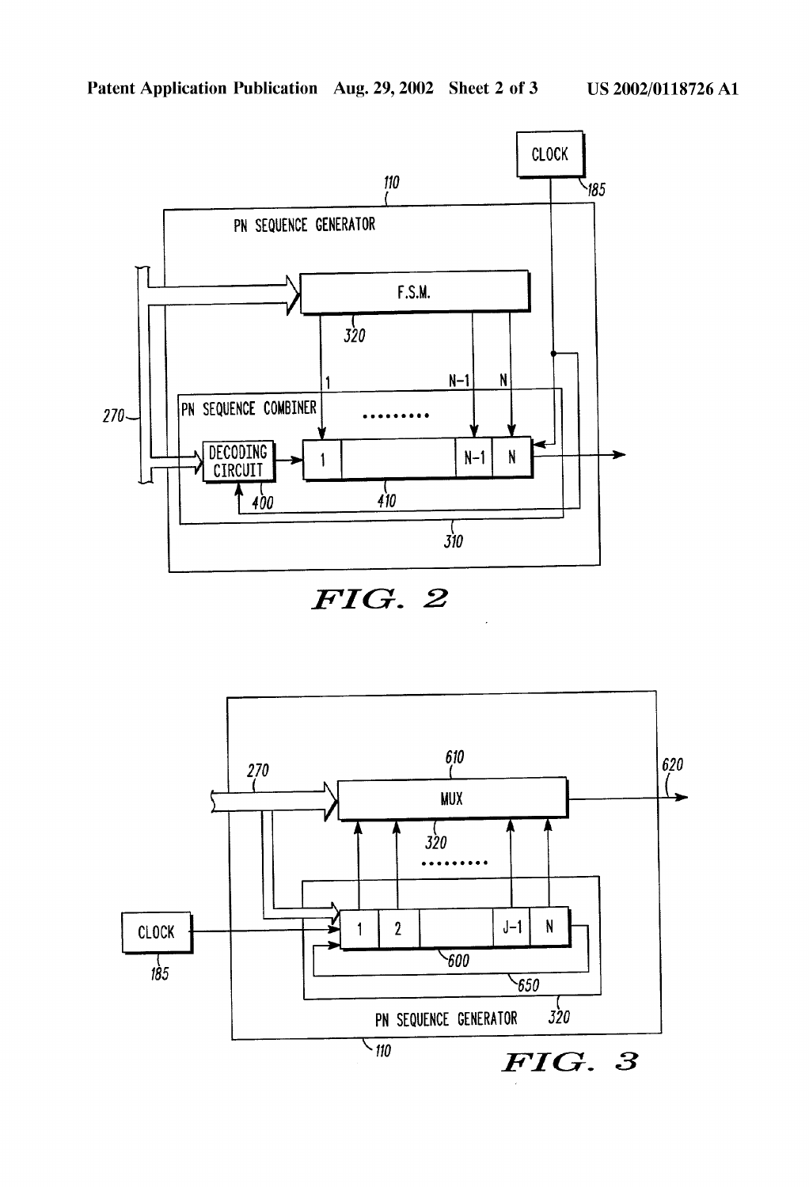FIG. 2

FIG. 3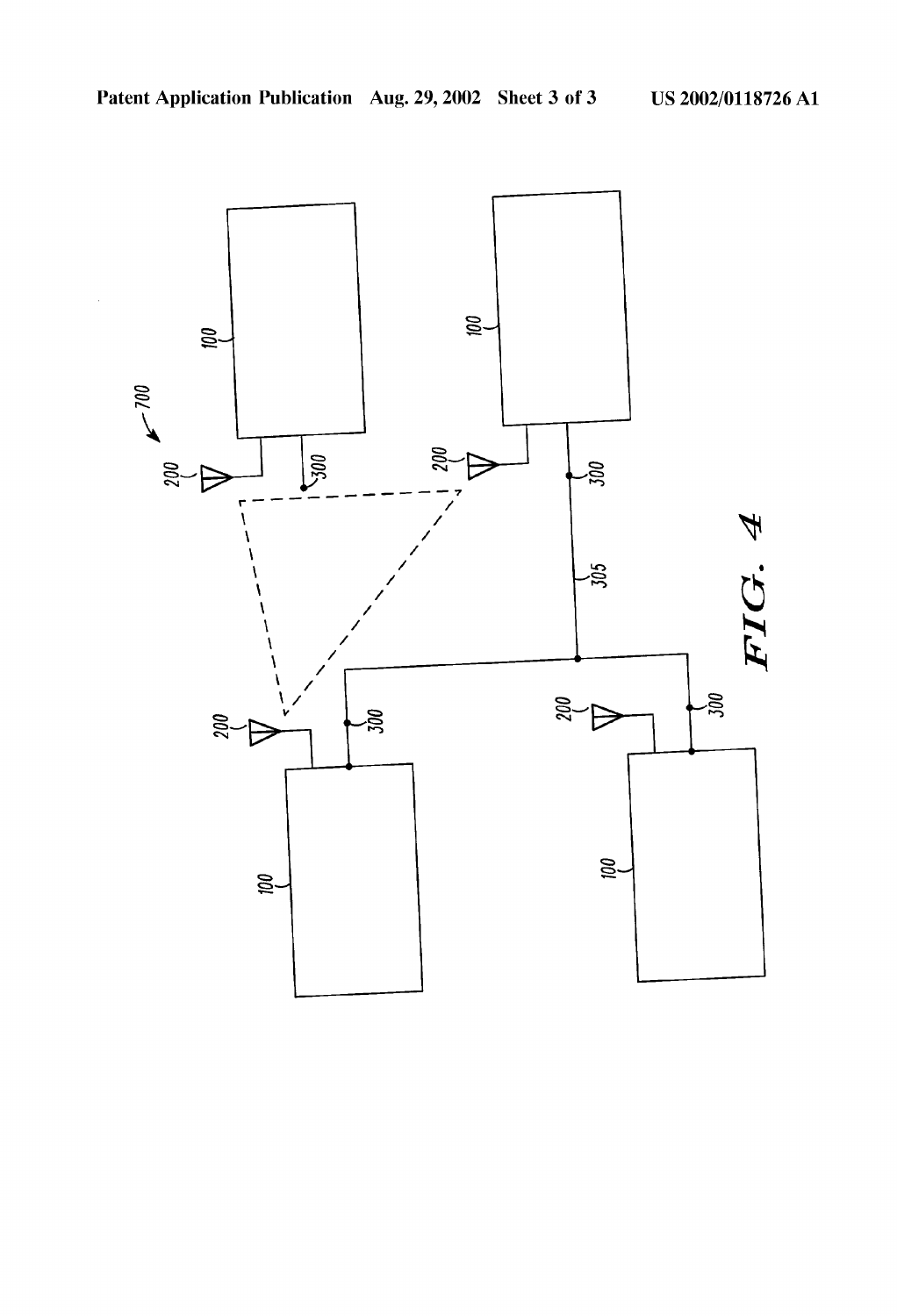FIG. 4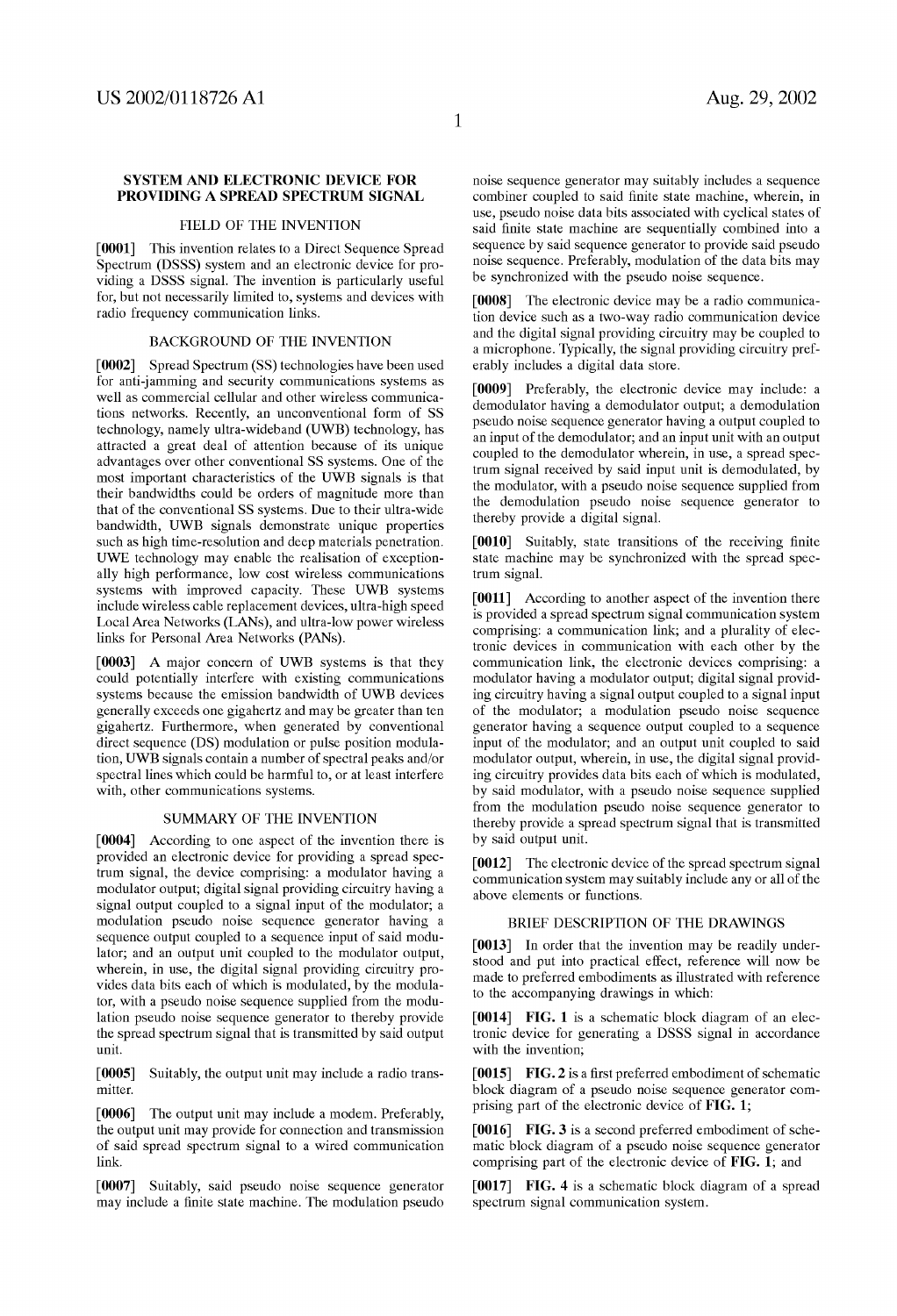## SYSTEM AND ELECTRONIC DEVICE FOR PROVIDING A SPREAD SPECTRUM SIGNAL

### FIELD OF THE INVENTION

**[0001]** This invention relates to a Direct Sequence Spread Spectrum (DSSS) system and an electronic device for providing a DSSS signal. The invention is particularly useful for, but not necessarily limited to, systems and devices with radio frequency communication links.

### BACKGROUND OF THE INVENTION

**[0002]** Spread Spectrum (SS) technologies have been used for anti-jamming and security communications systems as well as commercial cellular and other wireless communications networks. Recently, an unconventional form of SS technology, namely ultra-wideband (UWB) technology, has attracted a great deal of attention because of its unique advantages over other conventional SS systems. One of the most important characteristics of the UWB signals is that their bandwidths could be orders of magnitude more than that of the conventional SS systems. Due to their ultra-wide bandwidth, UWB signals demonstrate unique properties such as high time-resolution and deep materials penetration. UWE technology may enable the realisation of exceptionally high performance, low cost wireless communications systems with improved capacity. These UWB systems include wireless cable replacement devices, ultra-high speed Local Area Networks (LANs), and ultra-low power wireless links for Personal Area Networks (PANs).

**[0003]** A major concern of UWB systems is that they could potentially interfere with existing communications systems because the emission bandwidth of UWB devices generally exceeds one gigahertz and may be greater than ten gigahertz. Furthermore, when generated by conventional direct sequence (DS) modulation or pulse position modulation, UWB signals contain a number of spectral peaks and/or spectral lines which could be harmful to, or at least interfere with, other communications systems.

### SUMMARY OF THE INVENTION

**[0004]** According to one aspect of the invention there is provided an electronic device for providing a spread spectrum signal, the device comprising: a modulator having a modulator output; digital signal providing circuitry having a signal output coupled to a signal input of the modulator; a modulation pseudo noise sequence generator having a sequence output coupled to a sequence input of said modulator; and an output unit coupled to the modulator output, wherein, in use, the digital signal providing circuitry provides data bits each of which is modulated, by the modulator, with a pseudo noise sequence supplied from the modulation pseudo noise sequence generator to thereby provide the spread spectrum signal that is transmitted by said output unit.

**[0005]** Suitably, the output unit may include a radio transmitter.

**[0006]** The output unit may include a modem. Preferably, the output unit may provide for connection and transmission of said spread spectrum signal to a wired communication link.

**[0007]** Suitably, said pseudo noise sequence generator may include a finite state machine. The modulation pseudo noise sequence generator may suitably includes a sequence combiner coupled to said finite state machine, wherein, in use, pseudo noise data bits associated with cyclical states of said finite state machine are sequentially combined into a sequence by said sequence generator to provide said pseudo noise sequence. Preferably, modulation of the data bits may be synchronized with the pseudo noise sequence.

**[0008]** The electronic device may be a radio communication device such as a two-way radio communication device and the digital signal providing circuitry may be coupled to a microphone. Typically, the signal providing circuitry preferably includes a digital data store.

**[0009]** Preferably, the electronic device may include: a demodulator having a demodulator output; a demodulation pseudo noise sequence generator having a output coupled to an input of the demodulator; and an input unit with an output coupled to the demodulator wherein, in use, a spread spectrum signal received by said input unit is demodulated, by the modulator, with a pseudo noise sequence supplied from the demodulation pseudo noise sequence generator to thereby provide a digital signal.

**[0010]** Suitably, state transitions of the receiving finite state machine may be synchronized with the spread spectrum signal.

**[0011]** According to another aspect of the invention there is provided a spread spectrum signal communication system comprising: a communication link; and a plurality of electronic devices in communication with each other by the communication link, the electronic devices comprising: a modulator having a modulator output; digital signal providing circuitry having a signal output coupled to a signal input of the modulator; a modulation pseudo noise sequence generator having a sequence output coupled to a sequence input of the modulator; and an output unit coupled to said modulator output, wherein, in use, the digital signal providing circuitry provides data bits each of which is modulated, by said modulator, with a pseudo noise sequence supplied from the modulation pseudo noise sequence generator to thereby provide a spread spectrum signal that is transmitted by said output unit.

**[0012]** The electronic device of the spread spectrum signal communication system may suitably include any or all of the above elements or functions.

### BRIEF DESCRIPTION OF THE DRAWINGS

**[0013]** In order that the invention may be readily understood and put into practical effect, reference will now be made to preferred embodiments as illustrated with reference to the accompanying drawings in which:

**[0014]** **FIG. 1** is a schematic block diagram of an electronic device for generating a DSSS signal in accordance with the invention;

**[0015]** **FIG. 2** is a first preferred embodiment of schematic block diagram of a pseudo noise sequence generator comprising part of the electronic device of **FIG. 1**;

**[0016]** **FIG. 3** is a second preferred embodiment of schematic block diagram of a pseudo noise sequence generator comprising part of the electronic device of **FIG. 1**; and

**[0017]** **FIG. 4** is a schematic block diagram of a spread spectrum signal communication system.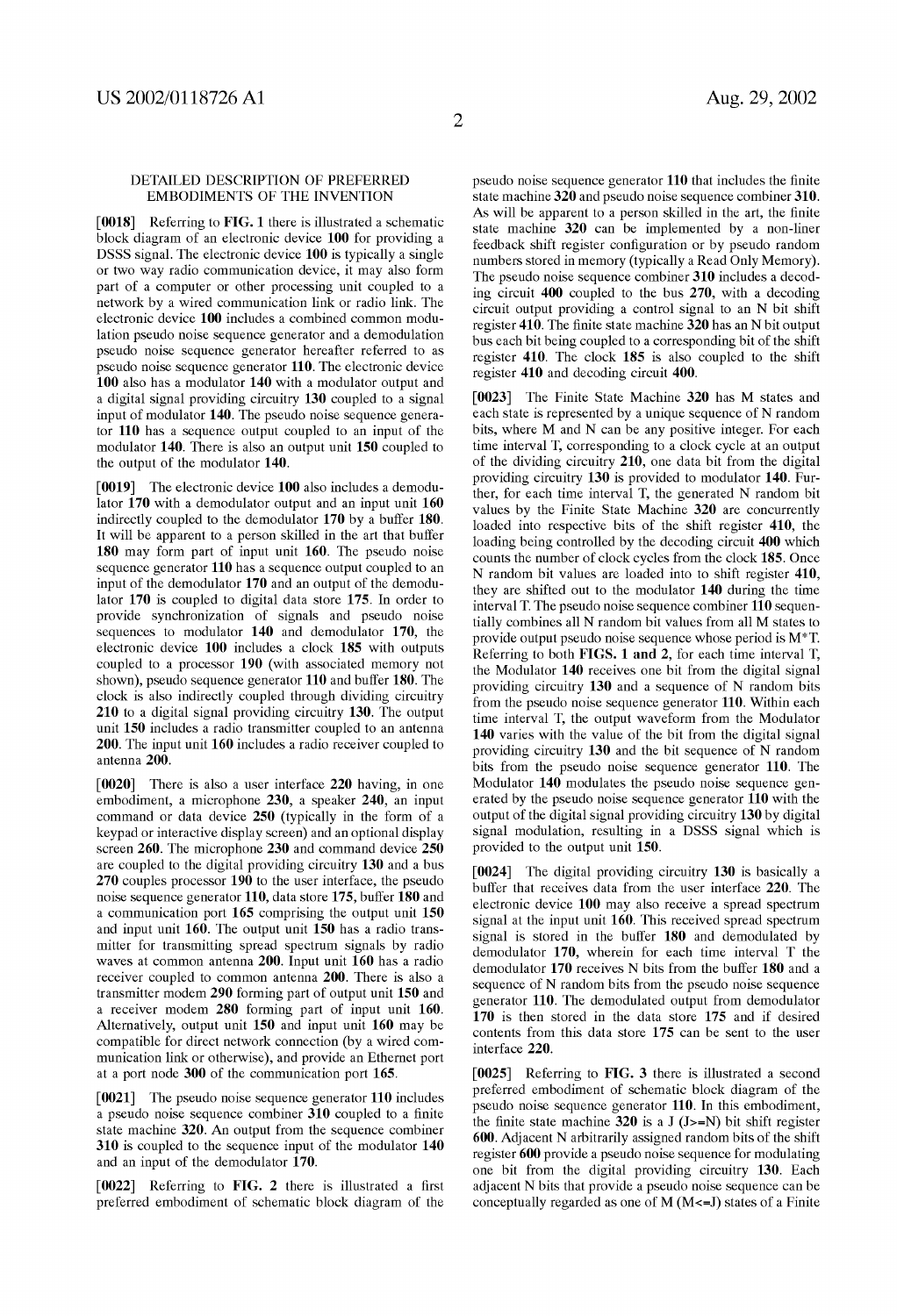## DETAILED DESCRIPTION OF PREFERRED EMBODIMENTS OF THE INVENTION

**[0018]** Referring to **FIG. 1** there is illustrated a schematic block diagram of an electronic device **100** for providing a DSSS signal. The electronic device **100** is typically a single or two way radio communication device, it may also form part of a computer or other processing unit coupled to a network by a wired communication link or radio link. The electronic device **100** includes a combined common modulation pseudo noise sequence generator and a demodulation pseudo noise sequence generator hereafter referred to as pseudo noise sequence generator **110**. The electronic device **100** also has a modulator **140** with a modulator output and a digital signal providing circuitry **130** coupled to a signal input of modulator **140**. The pseudo noise sequence generator **110** has a sequence output coupled to an input of the modulator **140**. There is also an output unit **150** coupled to the output of the modulator **140**.

**[0019]** The electronic device **100** also includes a demodulator **170** with a demodulator output and an input unit **160** indirectly coupled to the demodulator **170** by a buffer **180**. It will be apparent to a person skilled in the art that buffer **180** may form part of input unit **160**. The pseudo noise sequence generator **110** has a sequence output coupled to an input of the demodulator **170** and an output of the demodulator **170** is coupled to digital data store **175**. In order to provide synchronization of signals and pseudo noise sequences to modulator **140** and demodulator **170**, the electronic device **100** includes a clock **185** with outputs coupled to a processor **190** (with associated memory not shown), pseudo sequence generator **110** and buffer **180**. The clock is also indirectly coupled through dividing circuitry **210** to a digital signal providing circuitry **130**. The output unit **150** includes a radio transmitter coupled to an antenna **200**. The input unit **160** includes a radio receiver coupled to antenna **200**.

**[0020]** There is also a user interface **220** having, in one embodiment, a microphone **230**, a speaker **240**, an input command or data device **250** (typically in the form of a keypad or interactive display screen) and an optional display screen **260**. The microphone **230** and command device **250** are coupled to the digital providing circuitry **130** and a bus **270** couples processor **190** to the user interface, the pseudo noise sequence generator **110**, data store **175**, buffer **180** and a communication port **165** comprising the output unit **150** and input unit **160**. The output unit **150** has a radio transmitter for transmitting spread spectrum signals by radio waves at common antenna **200**. Input unit **160** has a radio receiver coupled to common antenna **200**. There is also a transmitter modem **290** forming part of output unit **150** and a receiver modem **280** forming part of input unit **160**. Alternatively, output unit **150** and input unit **160** may be compatible for direct network connection (by a wired communication link or otherwise), and provide an Ethernet port at a port node **300** of the communication port **165**.

**[0021]** The pseudo noise sequence generator **110** includes a pseudo noise sequence combiner **310** coupled to a finite state machine **320**. An output from the sequence combiner **310** is coupled to the sequence input of the modulator **140** and an input of the demodulator **170**.

**[0022]** Referring to **FIG. 2** there is illustrated a first preferred embodiment of schematic block diagram of the pseudo noise sequence generator **110** that includes the finite state machine **320** and pseudo noise sequence combiner **310**. As will be apparent to a person skilled in the art, the finite state machine **320** can be implemented by a non-liner feedback shift register configuration or by pseudo random numbers stored in memory (typically a Read Only Memory). The pseudo noise sequence combiner **310** includes a decoding circuit **400** coupled to the bus **270**, with a decoding circuit output providing a control signal to an N bit shift register **410**. The finite state machine **320** has an N bit output bus each bit being coupled to a corresponding bit of the shift register **410**. The clock **185** is also coupled to the shift register **410** and decoding circuit **400**.

**[0023]** The Finite State Machine **320** has M states and each state is represented by a unique sequence of N random bits, where M and N can be any positive integer. For each time interval T, corresponding to a clock cycle at an output of the dividing circuitry **210**, one data bit from the digital providing circuitry **130** is provided to modulator **140**. Further, for each time interval T, the generated N random bit values by the Finite State Machine **320** are concurrently loaded into respective bits of the shift register **410**, the loading being controlled by the decoding circuit **400** which counts the number of clock cycles from the clock **185**. Once N random bit values are loaded into to shift register **410**, they are shifted out to the modulator **140** during the time interval T. The pseudo noise sequence combiner **110** sequentially combines all N random bit values from all M states to provide output pseudo noise sequence whose period is M*T. Referring to both **FIGS. 1 and 2**, for each time interval T, the Modulator **140** receives one bit from the digital signal providing circuitry **130** and a sequence of N random bits from the pseudo noise sequence generator **110**. Within each time interval T, the output waveform from the Modulator **140** varies with the value of the bit from the digital signal providing circuitry **130** and the bit sequence of N random bits from the pseudo noise sequence generator **110**. The Modulator **140** modulates the pseudo noise sequence generated by the pseudo noise sequence generator **110** with the output of the digital signal providing circuitry **130** by digital signal modulation, resulting in a DSSS signal which is provided to the output unit **150**.

**[0024]** The digital providing circuitry **130** is basically a buffer that receives data from the user interface **220**. The electronic device **100** may also receive a spread spectrum signal at the input unit **160**. This received spread spectrum signal is stored in the buffer **180** and demodulated by demodulator **170**, wherein for each time interval T the demodulator **170** receives N bits from the buffer **180** and a sequence of N random bits from the pseudo noise sequence generator **110**. The demodulated output from demodulator **170** is then stored in the data store **175** and if desired contents from this data store **175** can be sent to the user interface **220**.

**[0025]** Referring to **FIG. 3** there is illustrated a second preferred embodiment of schematic block diagram of the pseudo noise sequence generator **110**. In this embodiment, the finite state machine **320** is a J (J>=N) bit shift register **600**. Adjacent N arbitrarily assigned random bits of the shift register **600** provide a pseudo noise sequence for modulating one bit from the digital providing circuitry **130**. Each adjacent N bits that provide a pseudo noise sequence can be conceptually regarded as one of M (M<=J) states of a Finite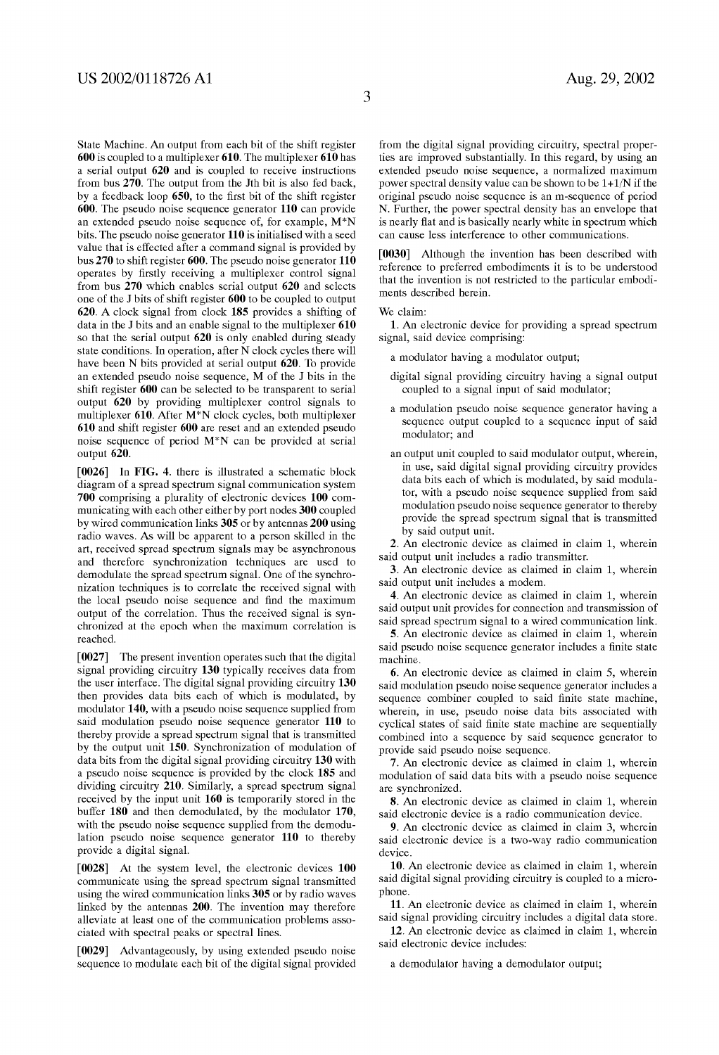State Machine. An output from each bit of the shift register **600** is coupled to a multiplexer **610**. The multiplexer **610** has a serial output **620** and is coupled to receive instructions from bus **270**. The output from the Jth bit is also fed back, by a feedback loop **650**, to the first bit of the shift register **600**. The pseudo noise sequence generator **110** can provide an extended pseudo noise sequence of, for example, M*N bits. The pseudo noise generator **110** is initialised with a seed value that is effected after a command signal is provided by bus **270** to shift register **600**. The pseudo noise generator **110** operates by firstly receiving a multiplexer control signal from bus **270** which enables serial output **620** and selects one of the J bits of shift register **600** to be coupled to output **620**. A clock signal from clock **185** provides a shifting of data in the J bits and an enable signal to the multiplexer **610** so that the serial output **620** is only enabled during steady state conditions. In operation, after N clock cycles there will have been N bits provided at serial output **620**. To provide an extended pseudo noise sequence, M of the J bits in the shift register **600** can be selected to be transparent to serial output **620** by providing multiplexer control signals to multiplexer **610**. After M*N clock cycles, both multiplexer **610** and shift register **600** are reset and an extended pseudo noise sequence of period M*N can be provided at serial output **620**.

**[0026]** In **FIG. 4**. there is illustrated a schematic block diagram of a spread spectrum signal communication system **700** comprising a plurality of electronic devices **100** communicating with each other either by port nodes **300** coupled by wired communication links **305** or by antennas **200** using radio waves. As will be apparent to a person skilled in the art, received spread spectrum signals may be asynchronous and therefore synchronization techniques are used to demodulate the spread spectrum signal. One of the synchronization techniques is to correlate the received signal with the local pseudo noise sequence and find the maximum output of the correlation. Thus the received signal is synchronized at the epoch when the maximum correlation is reached.

**[0027]** The present invention operates such that the digital signal providing circuitry **130** typically receives data from the user interface. The digital signal providing circuitry **130** then provides data bits each of which is modulated, by modulator **140**, with a pseudo noise sequence supplied from said modulation pseudo noise sequence generator **110** to thereby provide a spread spectrum signal that is transmitted by the output unit **150**. Synchronization of modulation of data bits from the digital signal providing circuitry **130** with a pseudo noise sequence is provided by the clock **185** and dividing circuitry **210**. Similarly, a spread spectrum signal received by the input unit **160** is temporarily stored in the buffer **180** and then demodulated, by the modulator **170**, with the pseudo noise sequence supplied from the demodulation pseudo noise sequence generator **110** to thereby provide a digital signal.

**[0028]** At the system level, the electronic devices **100** communicate using the spread spectrum signal transmitted using the wired communication links **305** or by radio waves linked by the antennas **200**. The invention may therefore alleviate at least one of the communication problems associated with spectral peaks or spectral lines.

**[0029]** Advantageously, by using extended pseudo noise sequence to modulate each bit of the digital signal provided from the digital signal providing circuitry, spectral properties are improved substantially. In this regard, by using an extended pseudo noise sequence, a normalized maximum power spectral density value can be shown to be $1+1/N$ if the original pseudo noise sequence is an m-sequence of period N. Further, the power spectral density has an envelope that is nearly flat and is basically nearly white in spectrum which can cause less interference to other communications.

**[0030]** Although the invention has been described with reference to preferred embodiments it is to be understood that the invention is not restricted to the particular embodiments described herein.

We claim:

**1**. An electronic device for providing a spread spectrum signal, said device comprising:

a modulator having a modulator output;

digital signal providing circuitry having a signal output coupled to a signal input of said modulator;

a modulation pseudo noise sequence generator having a sequence output coupled to a sequence input of said modulator; and

an output unit coupled to said modulator output, wherein, in use, said digital signal providing circuitry provides data bits each of which is modulated, by said modulator, with a pseudo noise sequence supplied from said modulation pseudo noise sequence generator to thereby provide the spread spectrum signal that is transmitted by said output unit.

**2**. An electronic device as claimed in claim 1, wherein said output unit includes a radio transmitter.

**3**. An electronic device as claimed in claim 1, wherein said output unit includes a modem.

**4**. An electronic device as claimed in claim 1, wherein said output unit provides for connection and transmission of said spread spectrum signal to a wired communication link.

**5**. An electronic device as claimed in claim 1, wherein said pseudo noise sequence generator includes a finite state machine.

**6**. An electronic device as claimed in claim 5, wherein said modulation pseudo noise sequence generator includes a sequence combiner coupled to said finite state machine, wherein, in use, pseudo noise data bits associated with cyclical states of said finite state machine are sequentially combined into a sequence by said sequence generator to provide said pseudo noise sequence.

**7**. An electronic device as claimed in claim 1, wherein modulation of said data bits with a pseudo noise sequence are synchronized.

**8**. An electronic device as claimed in claim 1, wherein said electronic device is a radio communication device.

**9**. An electronic device as claimed in claim 3, wherein said electronic device is a two-way radio communication device.

**10**. An electronic device as claimed in claim 1, wherein said digital signal providing circuitry is coupled to a microphone.

**11**. An electronic device as claimed in claim 1, wherein said signal providing circuitry includes a digital data store.

**12**. An electronic device as claimed in claim 1, wherein said electronic device includes:

a demodulator having a demodulator output;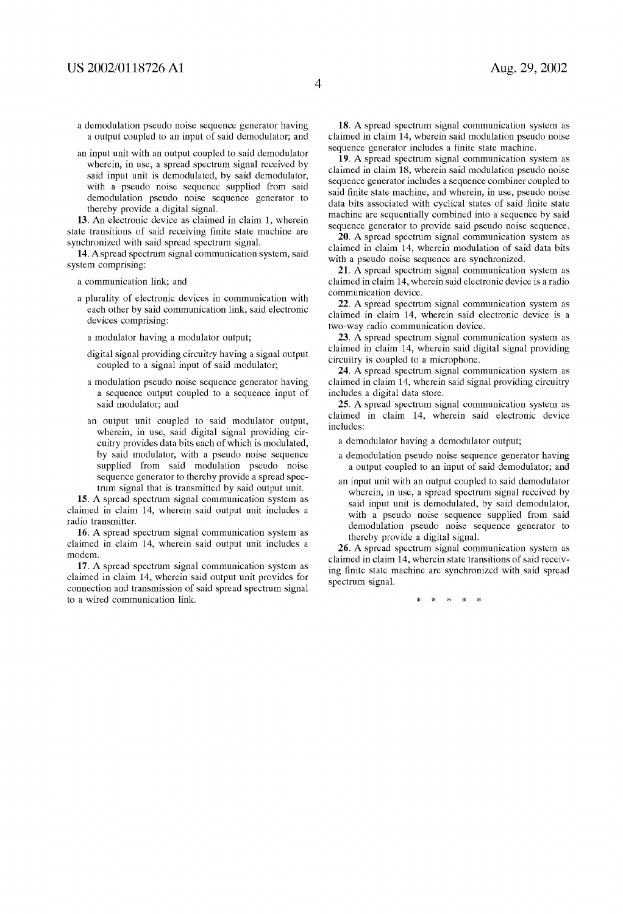a demodulation pseudo noise sequence generator having a output coupled to an input of said demodulator; and

an input unit with an output coupled to said demodulator wherein, in use, a spread spectrum signal received by said input unit is demodulated, by said demodulator, with a pseudo noise sequence supplied from said demodulation pseudo noise sequence generator to thereby provide a digital signal.

**13**. An electronic device as claimed in claim 1, wherein state transitions of said receiving finite state machine are synchronized with said spread spectrum signal.

**14**. A spread spectrum signal communication system, said system comprising:

a communication link; and

a plurality of electronic devices in communication with each other by said communication link, said electronic devices comprising:

a modulator having a modulator output;

digital signal providing circuitry having a signal output coupled to a signal input of said modulator;

a modulation pseudo noise sequence generator having a sequence output coupled to a sequence input of said modulator; and

an output unit coupled to said modulator output, wherein, in use, said digital signal providing circuitry provides data bits each of which is modulated, by said modulator, with a pseudo noise sequence supplied from said modulation pseudo noise sequence generator to thereby provide a spread spectrum signal that is transmitted by said output unit.

**15**. A spread spectrum signal communication system as claimed in claim 14, wherein said output unit includes a radio transmitter.

**16**. A spread spectrum signal communication system as claimed in claim 14, wherein said output unit includes a modem.

**17**. A spread spectrum signal communication system as claimed in claim 14, wherein said output unit provides for connection and transmission of said spread spectrum signal to a wired communication link.

**18**. A spread spectrum signal communication system as claimed in claim 14, wherein said modulation pseudo noise sequence generator includes a finite state machine.

**19**. A spread spectrum signal communication system as claimed in claim 18, wherein said modulation pseudo noise sequence generator includes a sequence combiner coupled to said finite state machine, and wherein, in use, pseudo noise data bits associated with cyclical states of said finite state machine are sequentially combined into a sequence by said sequence generator to provide said pseudo noise sequence.

**20**. A spread spectrum signal communication system as claimed in claim 14, wherein modulation of said data bits with a pseudo noise sequence are synchronized.

**21**. A spread spectrum signal communication system as claimed in claim 14, wherein said electronic device is a radio communication device.

**22**. A spread spectrum signal communication system as claimed in claim 14, wherein said electronic device is a two-way radio communication device.

**23**. A spread spectrum signal communication system as claimed in claim 14, wherein said digital signal providing circuitry is coupled to a microphone.

**24**. A spread spectrum signal communication system as claimed in claim 14, wherein said signal providing circuitry includes a digital data store.

**25**. A spread spectrum signal communication system as claimed in claim 14, wherein said electronic device includes:

a demodulator having a demodulator output;

a demodulation pseudo noise sequence generator having a output coupled to an input of said demodulator; and

an input unit with an output coupled to said demodulator wherein, in use, a spread spectrum signal received by said input unit is demodulated, by said demodulator, with a pseudo noise sequence supplied from said demodulation pseudo noise sequence generator to thereby provide a digital signal.

**26**. A spread spectrum signal communication system as claimed in claim 14, wherein state transitions of said receiving finite state machine are synchronized with said spread spectrum signal.

* * * * *